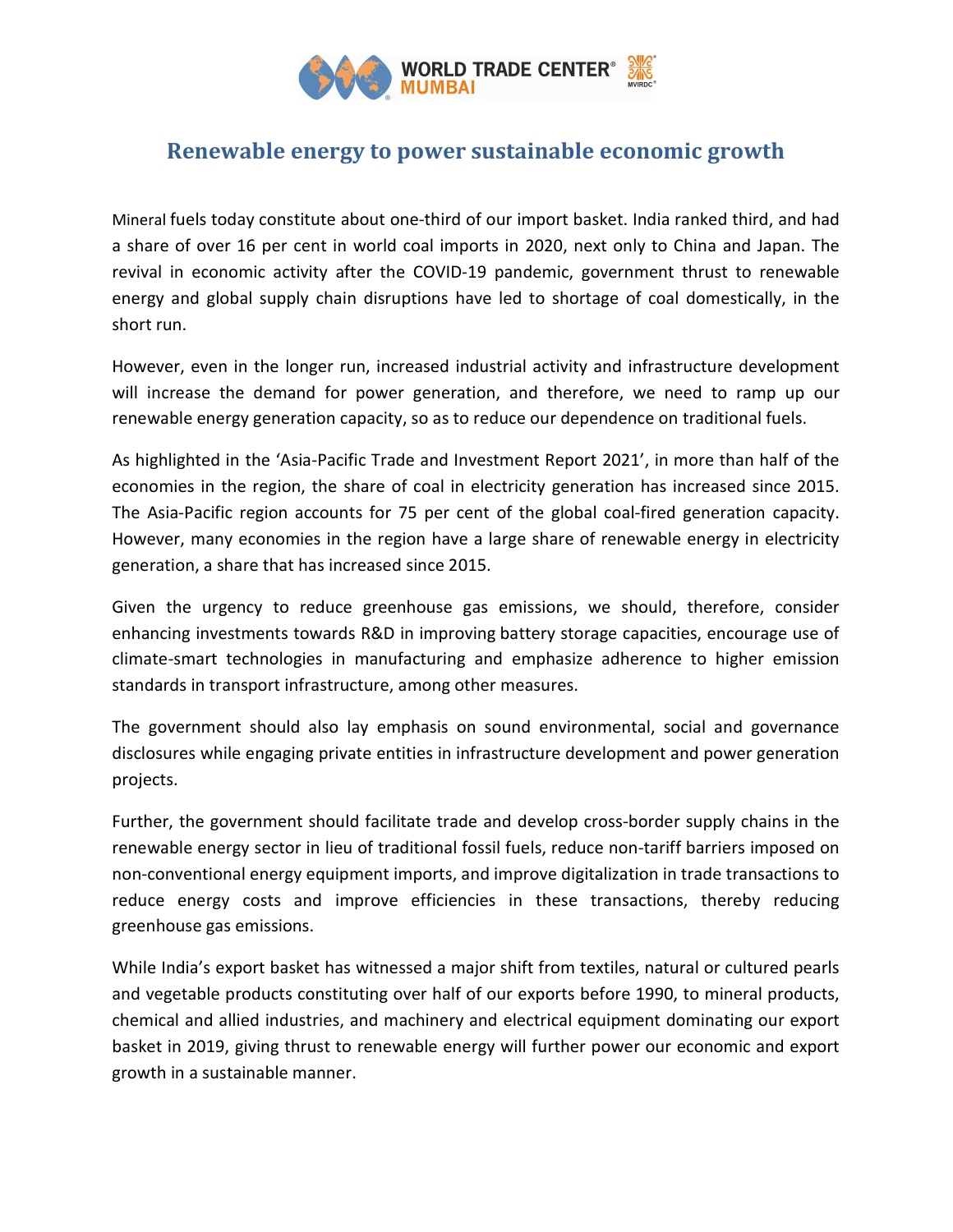# Renewable energy to power sustainable economic growth

Mineral fuels today constitute about one-third of our import basket. India ranked third, and had a share of over 16 per cent in world coal imports in 2020, next only to China and Japan. The revival in economic activity after the COVID-19 pandemic, government thrust to renewable energy and global supply chain disruptions have led to shortage of coal domestically, in the short run.

However, even in the longer run, increased industrial activity and infrastructure development will increase the demand for power generation, and therefore, we need to ramp up our renewable energy generation capacity, so as to reduce our dependence on traditional fuels.

As highlighted in the 'Asia-Pacific Trade and Investment Report 2021', in more than half of the economies in the region, the share of coal in electricity generation has increased since 2015. The Asia-Pacific region accounts for 75 per cent of the global coal-fired generation capacity. However, many economies in the region have a large share of renewable energy in electricity generation, a share that has increased since 2015.

Given the urgency to reduce greenhouse gas emissions, we should, therefore, consider enhancing investments towards R&D in improving battery storage capacities, encourage use of climate-smart technologies in manufacturing and emphasize adherence to higher emission standards in transport infrastructure, among other measures.

The government should also lay emphasis on sound environmental, social and governance disclosures while engaging private entities in infrastructure development and power generation projects.

Further, the government should facilitate trade and develop cross-border supply chains in the renewable energy sector in lieu of traditional fossil fuels, reduce non-tariff barriers imposed on non-conventional energy equipment imports, and improve digitalization in trade transactions to reduce energy costs and improve efficiencies in these transactions, thereby reducing greenhouse gas emissions.

While India's export basket has witnessed a major shift from textiles, natural or cultured pearls and vegetable products constituting over half of our exports before 1990, to mineral products, chemical and allied industries, and machinery and electrical equipment dominating our export basket in 2019, giving thrust to renewable energy will further power our economic and export growth in a sustainable manner.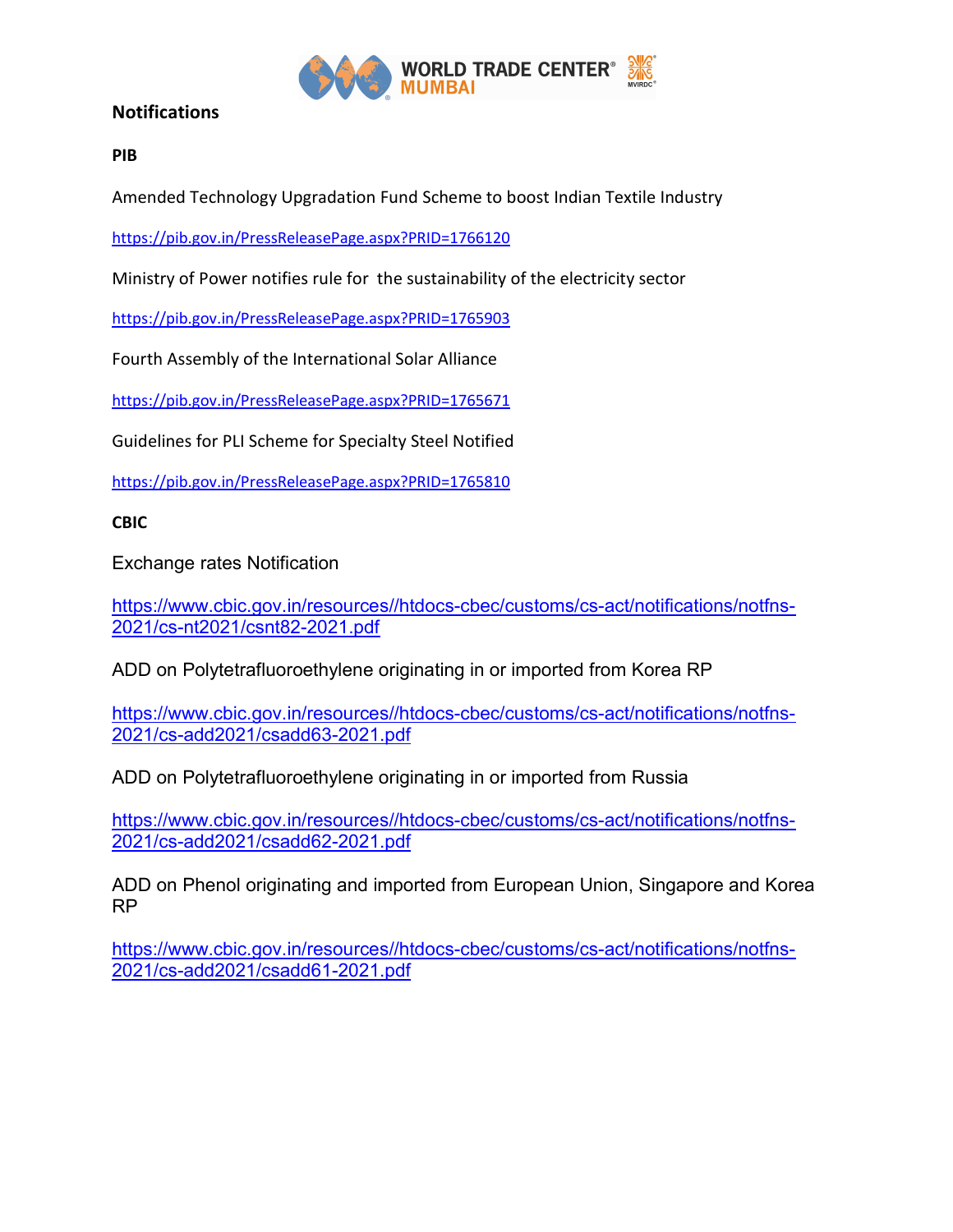## Notifications

**PIB**

Amended Technology Upgradation Fund Scheme to boost Indian Textile Industry

https://pib.gov.in/PressReleasePage.aspx?PRID=1766120

Ministry of Power notifies rule for the sustainability of the electricity sector

https://pib.gov.in/PressReleasePage.aspx?PRID=1765903

Fourth Assembly of the International Solar Alliance

https://pib.gov.in/PressReleasePage.aspx?PRID=1765671

Guidelines for PLI Scheme for Specialty Steel Notified

https://pib.gov.in/PressReleasePage.aspx?PRID=1765810

**CBIC**

Exchange rates Notification

https://www.cbic.gov.in/resources//htdocs-cbec/customs/cs-act/notifications/notfns-2021/cs-nt2021/csnt82-2021.pdf

ADD on Polytetrafluoroethylene originating in or imported from Korea RP

https://www.cbic.gov.in/resources//htdocs-cbec/customs/cs-act/notifications/notfns-2021/cs-add2021/csadd63-2021.pdf

ADD on Polytetrafluoroethylene originating in or imported from Russia

https://www.cbic.gov.in/resources//htdocs-cbec/customs/cs-act/notifications/notfns-2021/cs-add2021/csadd62-2021.pdf

ADD on Phenol originating and imported from European Union, Singapore and Korea RP

https://www.cbic.gov.in/resources//htdocs-cbec/customs/cs-act/notifications/notfns-2021/cs-add2021/csadd61-2021.pdf